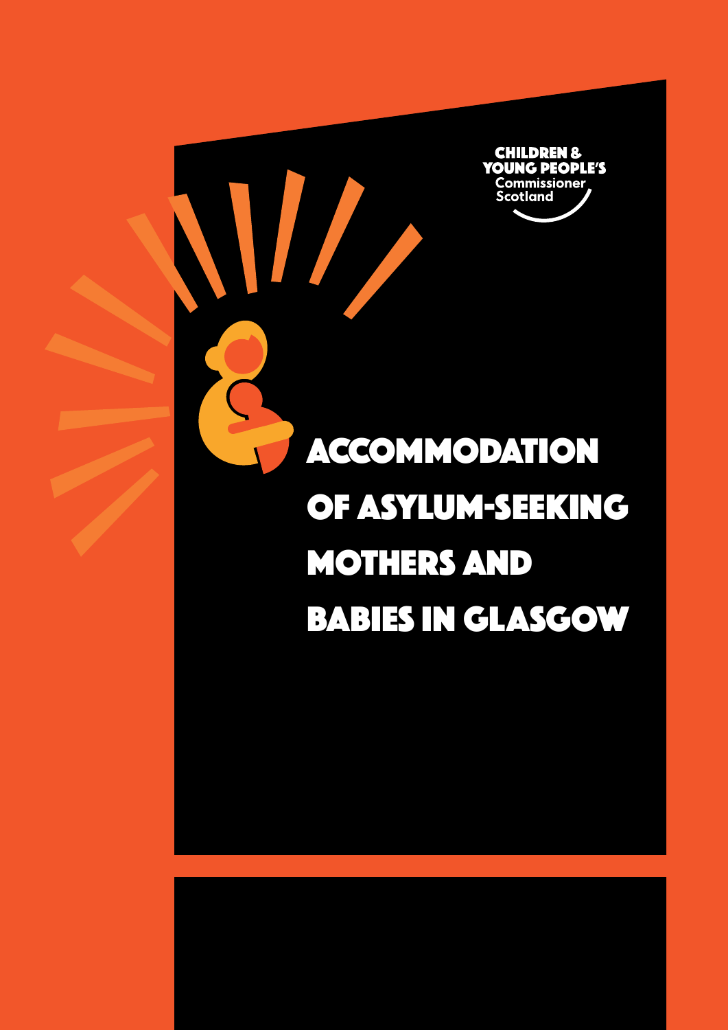CHILDREN & YOUNG PEOPLE'S Commissioner Scotland

# ACCOMMODATION OF ASYLUM-SEEKING MOTHERS AND BABIES IN GLASGOW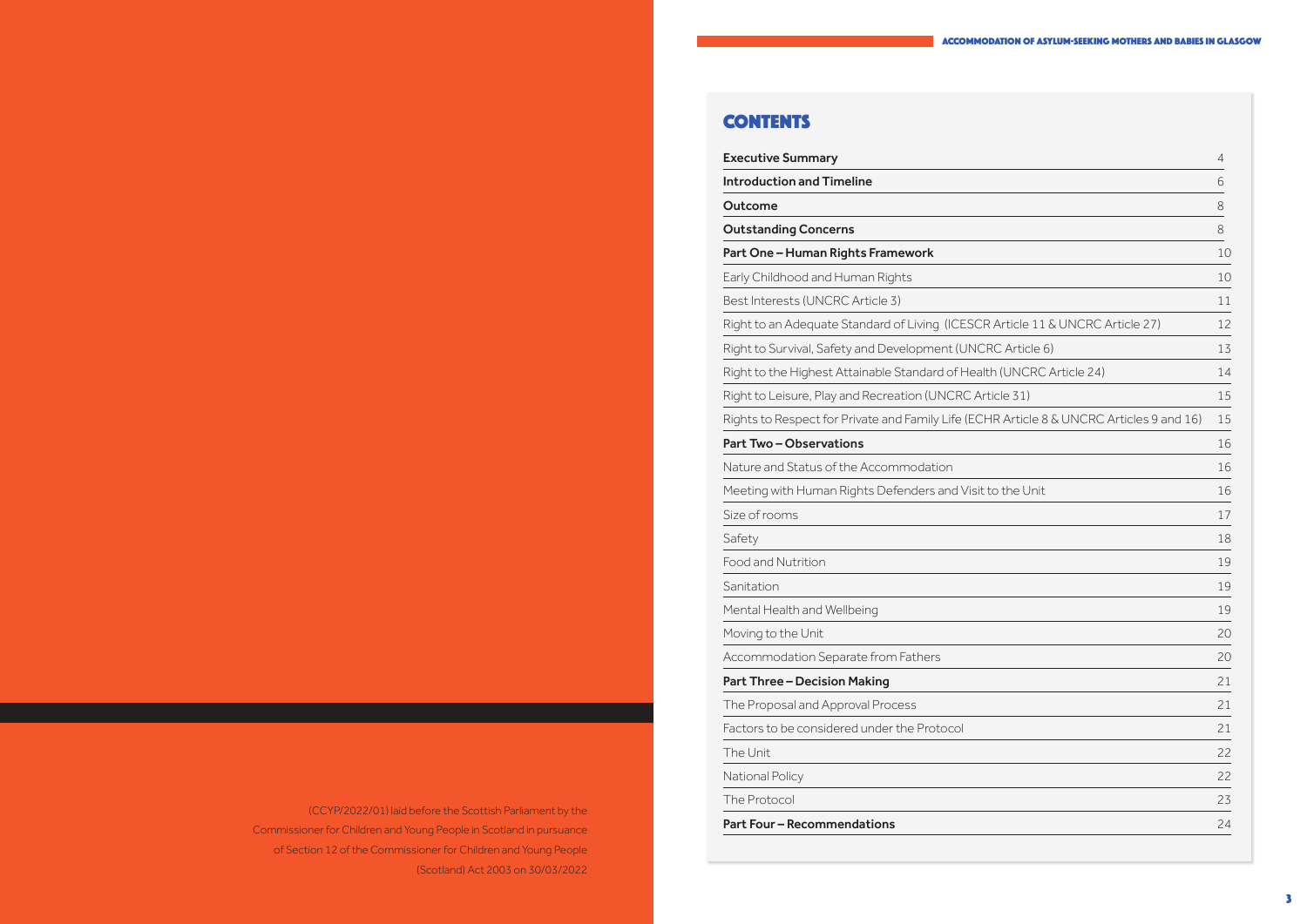(CCYP/2022/01) laid before the Scottish Parliament by the Commissioner for Children and Young People in Scotland in pursuance of Section 12 of the Commissioner for Children and Young People (Scotland) Act 2003 on 30/03/2022

# CONTENTS

| | |
|---|---|
| **Executive Summary** | 4 |
| **Introduction and Timeline** | 6 |
| **Outcome** | 8 |
| **Outstanding Concerns** | 8 |
| **Part One – Human Rights Framework** | 10 |
| Early Childhood and Human Rights | 10 |
| Best Interests (UNCRC Article 3) | 11 |
| Right to an Adequate Standard of Living (ICESCR Article 11 & UNCRC Article 27) | 12 |
| Right to Survival, Safety and Development (UNCRC Article 6) | 13 |
| Right to the Highest Attainable Standard of Health (UNCRC Article 24) | 14 |
| Right to Leisure, Play and Recreation (UNCRC Article 31) | 15 |
| Rights to Respect for Private and Family Life (ECHR Article 8 & UNCRC Articles 9 and 16) | 15 |
| **Part Two – Observations** | 16 |
| Nature and Status of the Accommodation | 16 |
| Meeting with Human Rights Defenders and Visit to the Unit | 16 |
| Size of rooms | 17 |
| Safety | 18 |
| Food and Nutrition | 19 |
| Sanitation | 19 |
| Mental Health and Wellbeing | 19 |
| Moving to the Unit | 20 |
| Accommodation Separate from Fathers | 20 |
| **Part Three – Decision Making** | 21 |
| The Proposal and Approval Process | 21 |
| Factors to be considered under the Protocol | 21 |
| The Unit | 22 |
| National Policy | 22 |
| The Protocol | 23 |
| **Part Four – Recommendations** | 24 |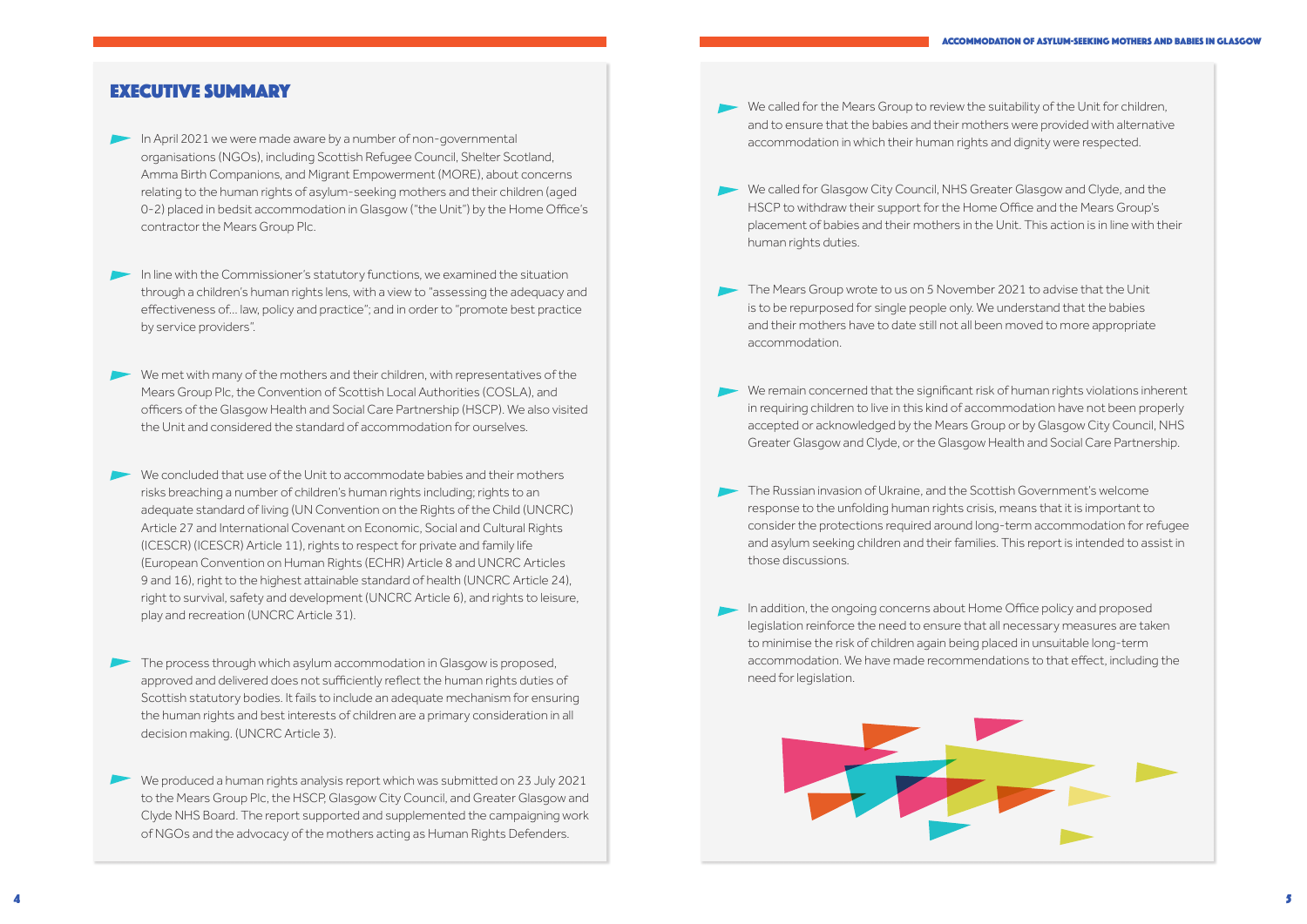# EXECUTIVE SUMMARY

- In April 2021 we were made aware by a number of non-governmental organisations (NGOs), including Scottish Refugee Council, Shelter Scotland, Amma Birth Companions, and Migrant Empowerment (MORE), about concerns relating to the human rights of asylum-seeking mothers and their children (aged 0-2) placed in bedsit accommodation in Glasgow ("the Unit") by the Home Office's contractor the Mears Group Plc.

- In line with the Commissioner's statutory functions, we examined the situation through a children's human rights lens, with a view to "assessing the adequacy and effectiveness of… law, policy and practice"; and in order to "promote best practice by service providers".

- We met with many of the mothers and their children, with representatives of the Mears Group Plc, the Convention of Scottish Local Authorities (COSLA), and officers of the Glasgow Health and Social Care Partnership (HSCP). We also visited the Unit and considered the standard of accommodation for ourselves.

- We concluded that use of the Unit to accommodate babies and their mothers risks breaching a number of children's human rights including; rights to an adequate standard of living (UN Convention on the Rights of the Child (UNCRC) Article 27 and International Covenant on Economic, Social and Cultural Rights (ICESCR) (ICESCR) Article 11), rights to respect for private and family life (European Convention on Human Rights (ECHR) Article 8 and UNCRC Articles 9 and 16), right to the highest attainable standard of health (UNCRC Article 24), right to survival, safety and development (UNCRC Article 6), and rights to leisure, play and recreation (UNCRC Article 31).

- The process through which asylum accommodation in Glasgow is proposed, approved and delivered does not sufficiently reflect the human rights duties of Scottish statutory bodies. It fails to include an adequate mechanism for ensuring the human rights and best interests of children are a primary consideration in all decision making. (UNCRC Article 3).

- We produced a human rights analysis report which was submitted on 23 July 2021 to the Mears Group Plc, the HSCP, Glasgow City Council, and Greater Glasgow and Clyde NHS Board. The report supported and supplemented the campaigning work of NGOs and the advocacy of the mothers acting as Human Rights Defenders.

- We called for the Mears Group to review the suitability of the Unit for children, and to ensure that the babies and their mothers were provided with alternative accommodation in which their human rights and dignity were respected.

- We called for Glasgow City Council, NHS Greater Glasgow and Clyde, and the HSCP to withdraw their support for the Home Office and the Mears Group's placement of babies and their mothers in the Unit. This action is in line with their human rights duties.

- The Mears Group wrote to us on 5 November 2021 to advise that the Unit is to be repurposed for single people only. We understand that the babies and their mothers have to date still not all been moved to more appropriate accommodation.

- We remain concerned that the significant risk of human rights violations inherent in requiring children to live in this kind of accommodation have not been properly accepted or acknowledged by the Mears Group or by Glasgow City Council, NHS Greater Glasgow and Clyde, or the Glasgow Health and Social Care Partnership.

- The Russian invasion of Ukraine, and the Scottish Government's welcome response to the unfolding human rights crisis, means that it is important to consider the protections required around long-term accommodation for refugee and asylum seeking children and their families. This report is intended to assist in those discussions.

- In addition, the ongoing concerns about Home Office policy and proposed legislation reinforce the need to ensure that all necessary measures are taken to minimise the risk of children again being placed in unsuitable long-term accommodation. We have made recommendations to that effect, including the need for legislation.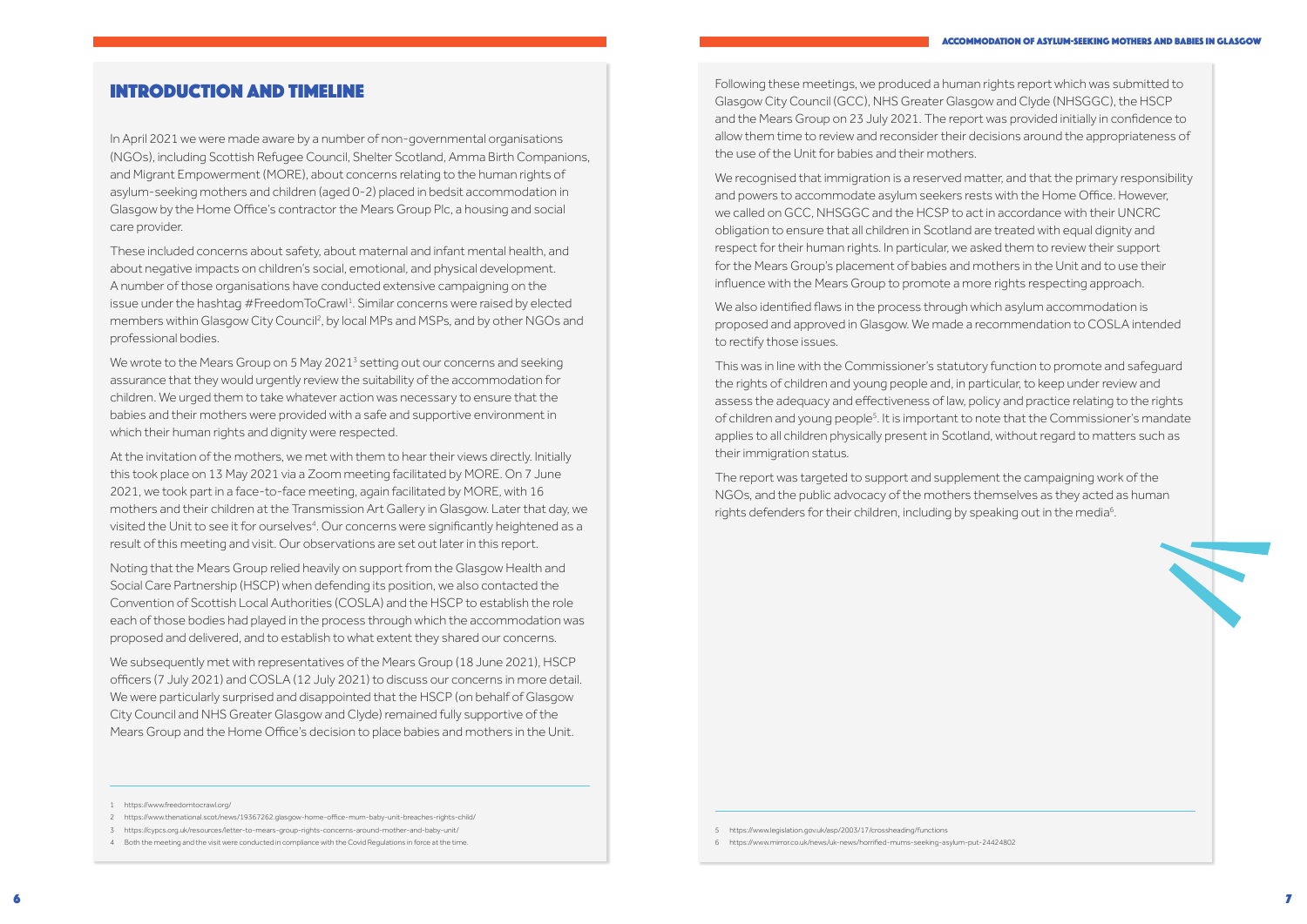# INTRODUCTION AND TIMELINE

In April 2021 we were made aware by a number of non-governmental organisations (NGOs), including Scottish Refugee Council, Shelter Scotland, Amma Birth Companions, and Migrant Empowerment (MORE), about concerns relating to the human rights of asylum-seeking mothers and children (aged 0-2) placed in bedsit accommodation in Glasgow by the Home Office's contractor the Mears Group Plc, a housing and social care provider.

These included concerns about safety, about maternal and infant mental health, and about negative impacts on children's social, emotional, and physical development. A number of those organisations have conducted extensive campaigning on the issue under the hashtag #FreedomToCrawl[1]. Similar concerns were raised by elected members within Glasgow City Council[2], by local MPs and MSPs, and by other NGOs and professional bodies.

We wrote to the Mears Group on 5 May 2021[3] setting out our concerns and seeking assurance that they would urgently review the suitability of the accommodation for children. We urged them to take whatever action was necessary to ensure that the babies and their mothers were provided with a safe and supportive environment in which their human rights and dignity were respected.

At the invitation of the mothers, we met with them to hear their views directly. Initially this took place on 13 May 2021 via a Zoom meeting facilitated by MORE. On 7 June 2021, we took part in a face-to-face meeting, again facilitated by MORE, with 16 mothers and their children at the Transmission Art Gallery in Glasgow. Later that day, we visited the Unit to see it for ourselves[4]. Our concerns were significantly heightened as a result of this meeting and visit. Our observations are set out later in this report.

Noting that the Mears Group relied heavily on support from the Glasgow Health and Social Care Partnership (HSCP) when defending its position, we also contacted the Convention of Scottish Local Authorities (COSLA) and the HSCP to establish the role each of those bodies had played in the process through which the accommodation was proposed and delivered, and to establish to what extent they shared our concerns.

We subsequently met with representatives of the Mears Group (18 June 2021), HSCP officers (7 July 2021) and COSLA (12 July 2021) to discuss our concerns in more detail. We were particularly surprised and disappointed that the HSCP (on behalf of Glasgow City Council and NHS Greater Glasgow and Clyde) remained fully supportive of the Mears Group and the Home Office's decision to place babies and mothers in the Unit.

1 https://www.freedomtocrawl.org/

2 https://www.thenational.scot/news/19367262.glasgow-home-office-mum-baby-unit-breaches-rights-child/

3 https://cypcs.org.uk/resources/letter-to-mears-group-rights-concerns-around-mother-and-baby-unit/

4 Both the meeting and the visit were conducted in compliance with the Covid Regulations in force at the time.

Following these meetings, we produced a human rights report which was submitted to Glasgow City Council (GCC), NHS Greater Glasgow and Clyde (NHSGGC), the HSCP and the Mears Group on 23 July 2021. The report was provided initially in confidence to allow them time to review and reconsider their decisions around the appropriateness of the use of the Unit for babies and their mothers.

We recognised that immigration is a reserved matter, and that the primary responsibility and powers to accommodate asylum seekers rests with the Home Office. However, we called on GCC, NHSGGC and the HCSP to act in accordance with their UNCRC obligation to ensure that all children in Scotland are treated with equal dignity and respect for their human rights. In particular, we asked them to review their support for the Mears Group's placement of babies and mothers in the Unit and to use their influence with the Mears Group to promote a more rights respecting approach.

We also identified flaws in the process through which asylum accommodation is proposed and approved in Glasgow. We made a recommendation to COSLA intended to rectify those issues.

This was in line with the Commissioner's statutory function to promote and safeguard the rights of children and young people and, in particular, to keep under review and assess the adequacy and effectiveness of law, policy and practice relating to the rights of children and young people[5]. It is important to note that the Commissioner's mandate applies to all children physically present in Scotland, without regard to matters such as their immigration status.

The report was targeted to support and supplement the campaigning work of the NGOs, and the public advocacy of the mothers themselves as they acted as human rights defenders for their children, including by speaking out in the media[6].

5 https://www.legislation.gov.uk/asp/2003/17/crossheading/functions

6 https://www.mirror.co.uk/news/uk-news/horrified-mums-seeking-asylum-put-24424802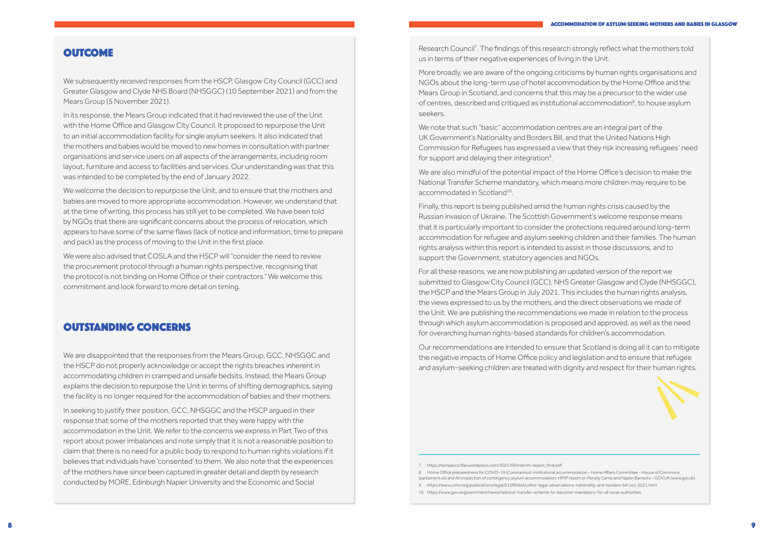## OUTCOME

We subsequently received responses from the HSCP, Glasgow City Council (GCC) and Greater Glasgow and Clyde NHS Board (NHSGGC) (10 September 2021) and from the Mears Group (5 November 2021).

In its response, the Mears Group indicated that it had reviewed the use of the Unit with the Home Office and Glasgow City Council. It proposed to repurpose the Unit to an initial accommodation facility for single asylum seekers. It also indicated that the mothers and babies would be moved to new homes in consultation with partner organisations and service users on all aspects of the arrangements, including room layout, furniture and access to facilities and services. Our understanding was that this was intended to be completed by the end of January 2022.

We welcome the decision to repurpose the Unit, and to ensure that the mothers and babies are moved to more appropriate accommodation. However, we understand that at the time of writing, this process has still yet to be completed. We have been told by NGOs that there are significant concerns about the process of relocation, which appears to have some of the same flaws (lack of notice and information, time to prepare and pack) as the process of moving to the Unit in the first place.

We were also advised that COSLA and the HSCP will "consider the need to review the procurement protocol through a human rights perspective, recognising that the protocol is not binding on Home Office or their contractors." We welcome this commitment and look forward to more detail on timing.

## OUTSTANDING CONCERNS

We are disappointed that the responses from the Mears Group, GCC, NHSGGC and the HSCP do not properly acknowledge or accept the rights breaches inherent in accommodating children in cramped and unsafe bedsits. Instead, the Mears Group explains the decision to repurpose the Unit in terms of shifting demographics, saying the facility is no longer required for the accommodation of babies and their mothers.

In seeking to justify their position, GCC, NHSGGC and the HSCP argued in their response that some of the mothers reported that they were happy with the accommodation in the Unit. We refer to the concerns we express in Part Two of this report about power imbalances and note simply that it is not a reasonable position to claim that there is no need for a public body to respond to human rights violations if it believes that individuals have 'consented' to them. We also note that the experiences of the mothers have since been captured in greater detail and depth by research conducted by MORE, Edinburgh Napier University and the Economic and Social Research Council[7]. The findings of this research strongly reflect what the mothers told us in terms of their negative experiences of living in the Unit.

More broadly, we are aware of the ongoing criticisms by human rights organisations and NGOs about the long-term use of hotel accommodation by the Home Office and the Mears Group in Scotland, and concerns that this may be a precursor to the wider use of centres, described and critiqued as institutional accommodation[8], to house asylum seekers.

We note that such "basic" accommodation centres are an integral part of the UK Government's Nationality and Borders Bill, and that the United Nations High Commission for Refugees has expressed a view that they risk increasing refugees' need for support and delaying their integration[9].

We are also mindful of the potential impact of the Home Office's decision to make the National Transfer Scheme mandatory, which means more children may require to be accommodated in Scotland[10].

Finally, this report is being published amid the human rights crisis caused by the Russian invasion of Ukraine. The Scottish Government's welcome response means that it is particularly important to consider the protections required around long-term accommodation for refugee and asylum seeking children and their families. The human rights analysis within this report is intended to assist in those discussions, and to support the Government, statutory agencies and NGOs.

For all these reasons, we are now publishing an updated version of the report we submitted to Glasgow City Council (GCC), NHS Greater Glasgow and Clyde (NHSGGC), the HSCP and the Mears Group in July 2021. This includes the human rights analysis, the views expressed to us by the mothers, and the direct observations we made of the Unit. We are publishing the recommendations we made in relation to the process through which asylum accommodation is proposed and approved, as well as the need for overarching human rights-based standards for children's accommodation.

Our recommendations are intended to ensure that Scotland is doing all it can to mitigate the negative impacts of Home Office policy and legislation and to ensure that refugee and asylum-seeking children are treated with dignity and respect for their human rights.

---

7 https://tempacco.files.wordpress.com/2021/09/interim-report_final.pdf

8 Home Office preparedness for COVID-19 (Coronavirus): institutional accommodation - Home Affairs Committee - House of Commons (parliament.uk) and An inspection of contingency asylum accommodation: HMIP report on Penally Camp and Napier Barracks - GOV.UK (www.gov.uk)

9 https://www.unhcr.org/publications/legal/615ff04d4/unhcr-legal-observations-nationality-and-borders-bill-oct-2021.html

10 https://www.gov.uk/government/news/national-transfer-scheme-to-become-mandatory-for-all-local-authorities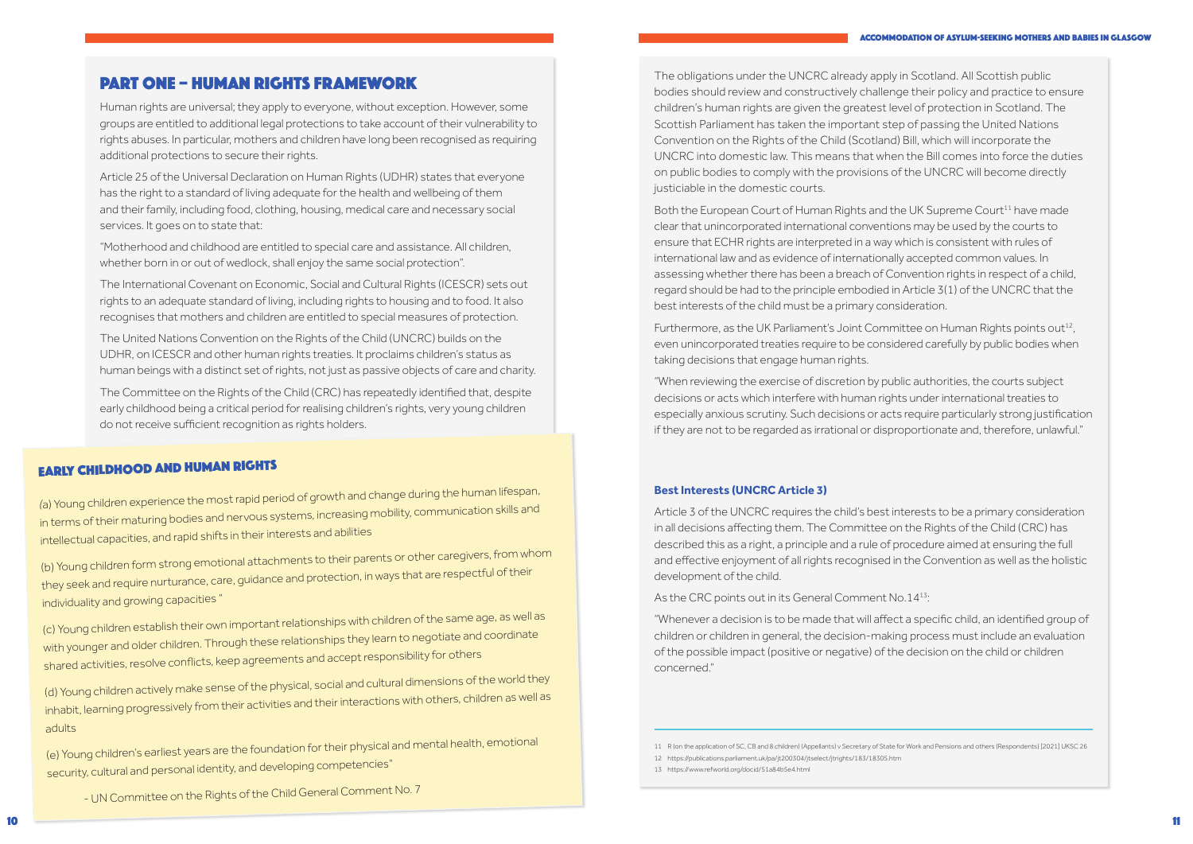# PART ONE – HUMAN RIGHTS FRAMEWORK

Human rights are universal; they apply to everyone, without exception. However, some groups are entitled to additional legal protections to take account of their vulnerability to rights abuses. In particular, mothers and children have long been recognised as requiring additional protections to secure their rights.

Article 25 of the Universal Declaration on Human Rights (UDHR) states that everyone has the right to a standard of living adequate for the health and wellbeing of them and their family, including food, clothing, housing, medical care and necessary social services. It goes on to state that:

"Motherhood and childhood are entitled to special care and assistance. All children, whether born in or out of wedlock, shall enjoy the same social protection".

The International Covenant on Economic, Social and Cultural Rights (ICESCR) sets out rights to an adequate standard of living, including rights to housing and to food. It also recognises that mothers and children are entitled to special measures of protection.

The United Nations Convention on the Rights of the Child (UNCRC) builds on the UDHR, on ICESCR and other human rights treaties. It proclaims children's status as human beings with a distinct set of rights, not just as passive objects of care and charity.

The Committee on the Rights of the Child (CRC) has repeatedly identified that, despite early childhood being a critical period for realising children's rights, very young children do not receive sufficient recognition as rights holders.

## EARLY CHILDHOOD AND HUMAN RIGHTS

(a) Young children experience the most rapid period of growth and change during the human lifespan, in terms of their maturing bodies and nervous systems, increasing mobility, communication skills and intellectual capacities, and rapid shifts in their interests and abilities

(b) Young children form strong emotional attachments to their parents or other caregivers, from whom they seek and require nurturance, care, guidance and protection, in ways that are respectful of their individuality and growing capacities "

(c) Young children establish their own important relationships with children of the same age, as well as with younger and older children. Through these relationships they learn to negotiate and coordinate shared activities, resolve conflicts, keep agreements and accept responsibility for others

(d) Young children actively make sense of the physical, social and cultural dimensions of the world they inhabit, learning progressively from their activities and their interactions with others, children as well as adults

(e) Young children's earliest years are the foundation for their physical and mental health, emotional security, cultural and personal identity, and developing competencies"

- UN Committee on the Rights of the Child General Comment No. 7

The obligations under the UNCRC already apply in Scotland. All Scottish public bodies should review and constructively challenge their policy and practice to ensure children's human rights are given the greatest level of protection in Scotland. The Scottish Parliament has taken the important step of passing the United Nations Convention on the Rights of the Child (Scotland) Bill, which will incorporate the UNCRC into domestic law. This means that when the Bill comes into force the duties on public bodies to comply with the provisions of the UNCRC will become directly justiciable in the domestic courts.

Both the European Court of Human Rights and the UK Supreme Court[11] have made clear that unincorporated international conventions may be used by the courts to ensure that ECHR rights are interpreted in a way which is consistent with rules of international law and as evidence of internationally accepted common values. In assessing whether there has been a breach of Convention rights in respect of a child, regard should be had to the principle embodied in Article 3(1) of the UNCRC that the best interests of the child must be a primary consideration.

Furthermore, as the UK Parliament's Joint Committee on Human Rights points out[12], even unincorporated treaties require to be considered carefully by public bodies when taking decisions that engage human rights.

"When reviewing the exercise of discretion by public authorities, the courts subject decisions or acts which interfere with human rights under international treaties to especially anxious scrutiny. Such decisions or acts require particularly strong justification if they are not to be regarded as irrational or disproportionate and, therefore, unlawful."

### Best Interests (UNCRC Article 3)

Article 3 of the UNCRC requires the child's best interests to be a primary consideration in all decisions affecting them. The Committee on the Rights of the Child (CRC) has described this as a right, a principle and a rule of procedure aimed at ensuring the full and effective enjoyment of all rights recognised in the Convention as well as the holistic development of the child.

As the CRC points out in its General Comment No.14[13]:

"Whenever a decision is to be made that will affect a specific child, an identified group of children or children in general, the decision-making process must include an evaluation of the possible impact (positive or negative) of the decision on the child or children concerned."

11 R (on the application of SC, CB and 8 children) (Appellants) v Secretary of State for Work and Pensions and others (Respondents) [2021] UKSC 26

12 https://publications.parliament.uk/pa/jt200304/jtselect/jtrights/183/18305.htm

13 https://www.refworld.org/docid/51a84b5e4.html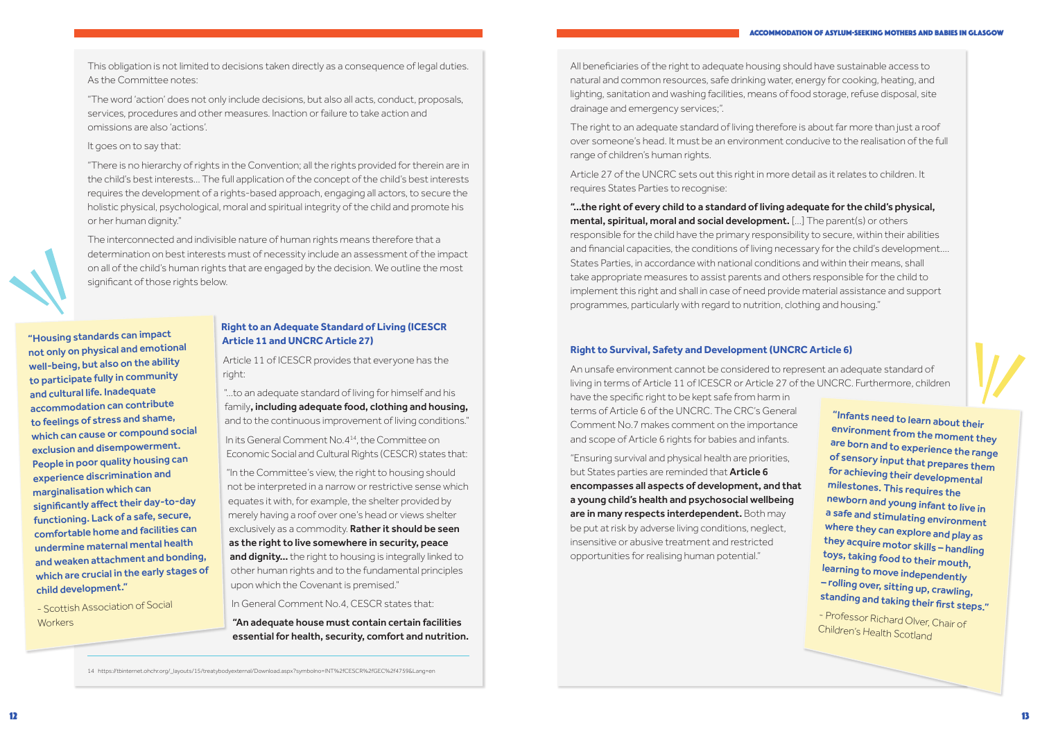This obligation is not limited to decisions taken directly as a consequence of legal duties. As the Committee notes:

"The word 'action' does not only include decisions, but also all acts, conduct, proposals, services, procedures and other measures. Inaction or failure to take action and omissions are also 'actions'.

It goes on to say that:

"There is no hierarchy of rights in the Convention; all the rights provided for therein are in the child's best interests... The full application of the concept of the child's best interests requires the development of a rights-based approach, engaging all actors, to secure the holistic physical, psychological, moral and spiritual integrity of the child and promote his or her human dignity."

The interconnected and indivisible nature of human rights means therefore that a determination on best interests must of necessity include an assessment of the impact on all of the child's human rights that are engaged by the decision. We outline the most significant of those rights below.

> **"Housing standards can impact not only on physical and emotional well-being, but also on the ability to participate fully in community and cultural life. Inadequate accommodation can contribute to feelings of stress and shame, which can cause or compound social exclusion and disempowerment. People in poor quality housing can experience discrimination and marginalisation which can significantly affect their day-to-day functioning. Lack of a safe, secure, comfortable home and facilities can undermine maternal mental health and weaken attachment and bonding, which are crucial in the early stages of child development."**
>
> - Scottish Association of Social Workers

### Right to an Adequate Standard of Living (ICESCR Article 11 and UNCRC Article 27)

Article 11 of ICESCR provides that everyone has the right:

"...to an adequate standard of living for himself and his family**, including adequate food, clothing and housing,** and to the continuous improvement of living conditions."

In its General Comment No.4[14], the Committee on Economic Social and Cultural Rights (CESCR) states that:

"In the Committee's view, the right to housing should not be interpreted in a narrow or restrictive sense which equates it with, for example, the shelter provided by merely having a roof over one's head or views shelter exclusively as a commodity. **Rather it should be seen as the right to live somewhere in security, peace and dignity...** the right to housing is integrally linked to other human rights and to the fundamental principles upon which the Covenant is premised."

In General Comment No.4, CESCR states that:

**"An adequate house must contain certain facilities essential for health, security, comfort and nutrition.** All beneficiaries of the right to adequate housing should have sustainable access to natural and common resources, safe drinking water, energy for cooking, heating, and lighting, sanitation and washing facilities, means of food storage, refuse disposal, site drainage and emergency services;".

The right to an adequate standard of living therefore is about far more than just a roof over someone's head. It must be an environment conducive to the realisation of the full range of children's human rights.

Article 27 of the UNCRC sets out this right in more detail as it relates to children. It requires States Parties to recognise:

**"...the right of every child to a standard of living adequate for the child's physical, mental, spiritual, moral and social development.** [...] The parent(s) or others responsible for the child have the primary responsibility to secure, within their abilities and financial capacities, the conditions of living necessary for the child's development.... States Parties, in accordance with national conditions and within their means, shall take appropriate measures to assist parents and others responsible for the child to implement this right and shall in case of need provide material assistance and support programmes, particularly with regard to nutrition, clothing and housing."

### Right to Survival, Safety and Development (UNCRC Article 6)

An unsafe environment cannot be considered to represent an adequate standard of living in terms of Article 11 of ICESCR or Article 27 of the UNCRC. Furthermore, children have the specific right to be kept safe from harm in terms of Article 6 of the UNCRC. The CRC's General Comment No.7 makes comment on the importance and scope of Article 6 rights for babies and infants.

"Ensuring survival and physical health are priorities, but States parties are reminded that **Article 6 encompasses all aspects of development, and that a young child's health and psychosocial wellbeing are in many respects interdependent.** Both may be put at risk by adverse living conditions, neglect, insensitive or abusive treatment and restricted opportunities for realising human potential."

> **"Infants need to learn about their environment from the moment they are born and to experience the range of sensory input that prepares them for achieving their developmental milestones. This requires the newborn and young infant to live in a safe and stimulating environment where they can explore and play as they acquire motor skills – handling toys, taking food to their mouth, learning to move independently – rolling over, sitting up, crawling, standing and taking their first steps."**
>
> - Professor Richard Olver, Chair of Children's Health Scotland

14 https://tbinternet.ohchr.org/_layouts/15/treatybodyexternal/Download.aspx?symbolno=INT%2fCESCR%2fGEC%2f4759&Lang=en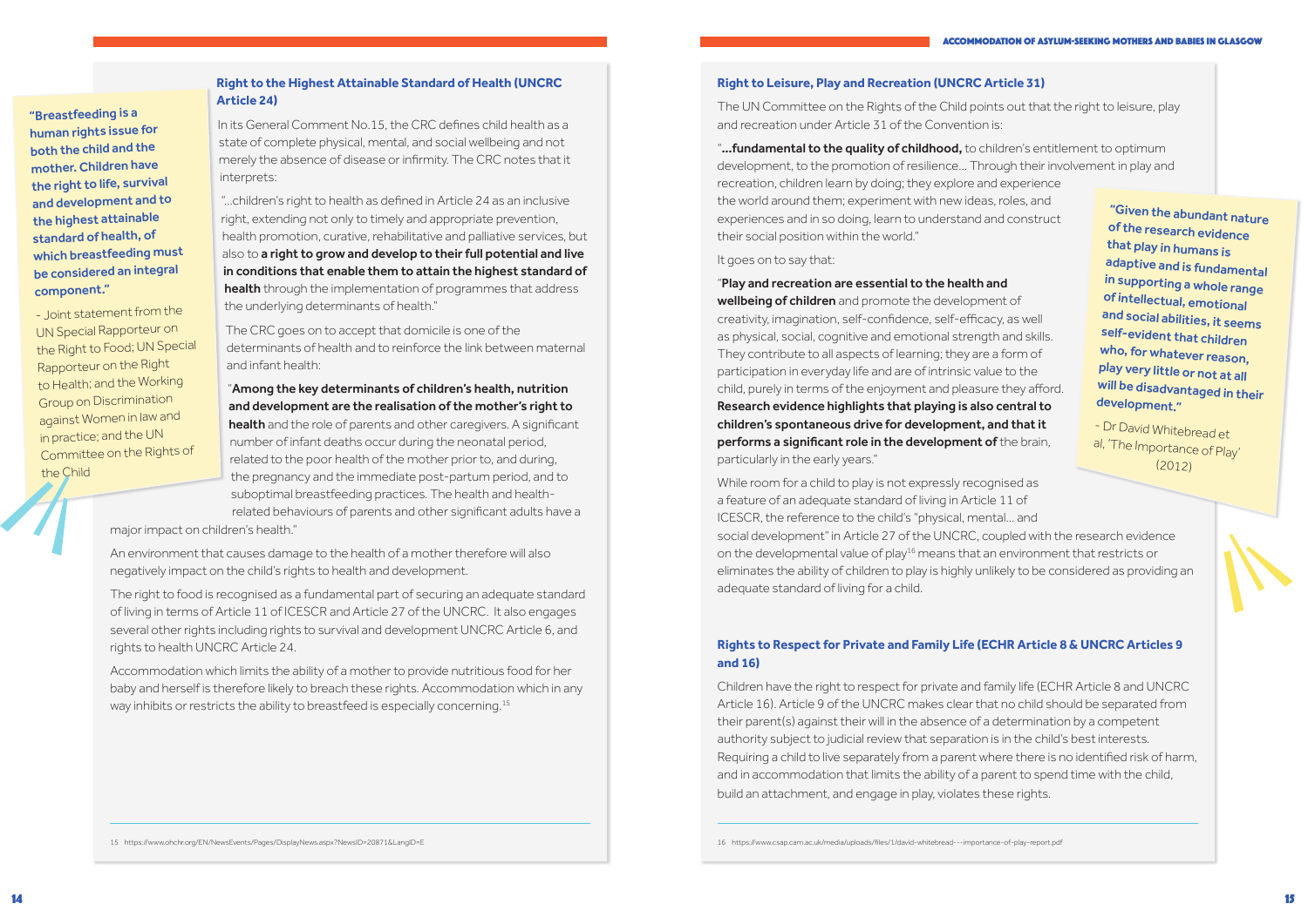> "Breastfeeding is a human rights issue for both the child and the mother. Children have the right to life, survival and development and to the highest attainable standard of health, of which breastfeeding must be considered an integral component."
>
> - Joint statement from the UN Special Rapporteur on the Right to Food; UN Special Rapporteur on the Right to Health; and the Working Group on Discrimination against Women in law and in practice; and the UN Committee on the Rights of the Child

### Right to the Highest Attainable Standard of Health (UNCRC Article 24)

In its General Comment No.15, the CRC defines child health as a state of complete physical, mental, and social wellbeing and not merely the absence of disease or infirmity. The CRC notes that it interprets:

"...children's right to health as defined in Article 24 as an inclusive right, extending not only to timely and appropriate prevention, health promotion, curative, rehabilitative and palliative services, but also to **a right to grow and develop to their full potential and live in conditions that enable them to attain the highest standard of health** through the implementation of programmes that address the underlying determinants of health."

The CRC goes on to accept that domicile is one of the determinants of health and to reinforce the link between maternal and infant health:

"**Among the key determinants of children's health, nutrition and development are the realisation of the mother's right to health** and the role of parents and other caregivers. A significant number of infant deaths occur during the neonatal period, related to the poor health of the mother prior to, and during, the pregnancy and the immediate post-partum period, and to suboptimal breastfeeding practices. The health and health-related behaviours of parents and other significant adults have a major impact on children's health."

An environment that causes damage to the health of a mother therefore will also negatively impact on the child's rights to health and development.

The right to food is recognised as a fundamental part of securing an adequate standard of living in terms of Article 11 of ICESCR and Article 27 of the UNCRC. It also engages several other rights including rights to survival and development UNCRC Article 6, and rights to health UNCRC Article 24.

Accommodation which limits the ability of a mother to provide nutritious food for her baby and herself is therefore likely to breach these rights. Accommodation which in any way inhibits or restricts the ability to breastfeed is especially concerning.[15]

15 https://www.ohchr.org/EN/NewsEvents/Pages/DisplayNews.aspx?NewsID=20871&LangID=E

### Right to Leisure, Play and Recreation (UNCRC Article 31)

The UN Committee on the Rights of the Child points out that the right to leisure, play and recreation under Article 31 of the Convention is:

"**...fundamental to the quality of childhood,** to children's entitlement to optimum development, to the promotion of resilience... Through their involvement in play and recreation, children learn by doing; they explore and experience the world around them; experiment with new ideas, roles, and experiences and in so doing, learn to understand and construct their social position within the world."

It goes on to say that:

"**Play and recreation are essential to the health and wellbeing of children** and promote the development of creativity, imagination, self-confidence, self-efficacy, as well as physical, social, cognitive and emotional strength and skills. They contribute to all aspects of learning; they are a form of participation in everyday life and are of intrinsic value to the child, purely in terms of the enjoyment and pleasure they afford. **Research evidence highlights that playing is also central to children's spontaneous drive for development, and that it performs a significant role in the development of** the brain, particularly in the early years."

> "Given the abundant nature of the research evidence that play in humans is adaptive and is fundamental in supporting a whole range of intellectual, emotional and social abilities, it seems self-evident that children who, for whatever reason, play very little or not at all will be disadvantaged in their development."
>
> - Dr David Whitebread et al, 'The Importance of Play' (2012)

While room for a child to play is not expressly recognised as a feature of an adequate standard of living in Article 11 of ICESCR, the reference to the child's "physical, mental... and social development" in Article 27 of the UNCRC, coupled with the research evidence on the developmental value of play[16] means that an environment that restricts or eliminates the ability of children to play is highly unlikely to be considered as providing an adequate standard of living for a child.

### Rights to Respect for Private and Family Life (ECHR Article 8 & UNCRC Articles 9 and 16)

Children have the right to respect for private and family life (ECHR Article 8 and UNCRC Article 16). Article 9 of the UNCRC makes clear that no child should be separated from their parent(s) against their will in the absence of a determination by a competent authority subject to judicial review that separation is in the child's best interests. Requiring a child to live separately from a parent where there is no identified risk of harm, and in accommodation that limits the ability of a parent to spend time with the child, build an attachment, and engage in play, violates these rights.

16 https://www.csap.cam.ac.uk/media/uploads/files/1/david-whitebread---importance-of-play-report.pdf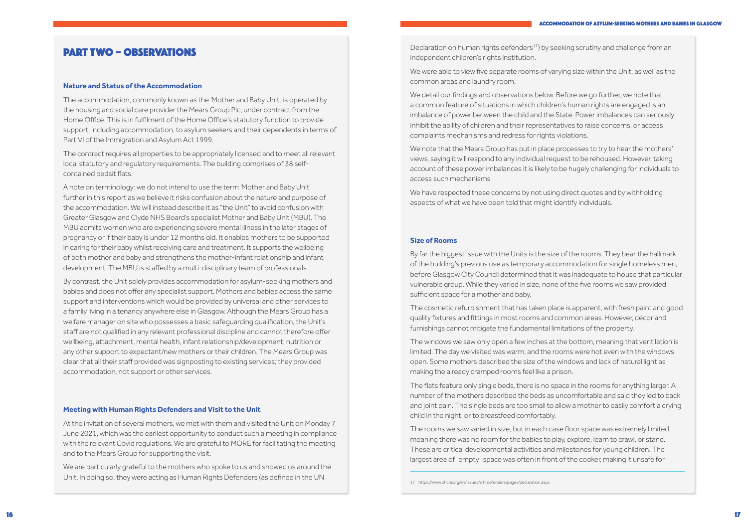# PART TWO – OBSERVATIONS

### Nature and Status of the Accommodation

The accommodation, commonly known as the 'Mother and Baby Unit', is operated by the housing and social care provider the Mears Group Plc, under contract from the Home Office. This is in fulfilment of the Home Office's statutory function to provide support, including accommodation, to asylum seekers and their dependents in terms of Part VI of the Immigration and Asylum Act 1999.

The contract requires all properties to be appropriately licensed and to meet all relevant local statutory and regulatory requirements. The building comprises of 38 self-contained bedsit flats.

A note on terminology: we do not intend to use the term 'Mother and Baby Unit' further in this report as we believe it risks confusion about the nature and purpose of the accommodation. We will instead describe it as "the Unit" to avoid confusion with Greater Glasgow and Clyde NHS Board's specialist Mother and Baby Unit (MBU). The MBU admits women who are experiencing severe mental illness in the later stages of pregnancy or if their baby is under 12 months old. It enables mothers to be supported in caring for their baby whilst receiving care and treatment. It supports the wellbeing of both mother and baby and strengthens the mother-infant relationship and infant development. The MBU is staffed by a multi-disciplinary team of professionals.

By contrast, the Unit solely provides accommodation for asylum-seeking mothers and babies and does not offer any specialist support. Mothers and babies access the same support and interventions which would be provided by universal and other services to a family living in a tenancy anywhere else in Glasgow. Although the Mears Group has a welfare manager on site who possesses a basic safeguarding qualification, the Unit's staff are not qualified in any relevant professional discipline and cannot therefore offer wellbeing, attachment, mental health, infant relationship/development, nutrition or any other support to expectant/new mothers or their children. The Mears Group was clear that all their staff provided was signposting to existing services; they provided accommodation, not support or other services.

### Meeting with Human Rights Defenders and Visit to the Unit

At the invitation of several mothers, we met with them and visited the Unit on Monday 7 June 2021, which was the earliest opportunity to conduct such a meeting in compliance with the relevant Covid regulations. We are grateful to MORE for facilitating the meeting and to the Mears Group for supporting the visit.

We are particularly grateful to the mothers who spoke to us and showed us around the Unit. In doing so, they were acting as Human Rights Defenders (as defined in the UN Declaration on human rights defenders[17]) by seeking scrutiny and challenge from an independent children's rights institution.

We were able to view five separate rooms of varying size within the Unit, as well as the common areas and laundry room.

We detail our findings and observations below. Before we go further, we note that a common feature of situations in which children's human rights are engaged is an imbalance of power between the child and the State. Power imbalances can seriously inhibit the ability of children and their representatives to raise concerns, or access complaints mechanisms and redress for rights violations.

We note that the Mears Group has put in place processes to try to hear the mothers' views, saying it will respond to any individual request to be rehoused. However, taking account of these power imbalances it is likely to be hugely challenging for individuals to access such mechanisms

We have respected these concerns by not using direct quotes and by withholding aspects of what we have been told that might identify individuals.

### Size of Rooms

By far the biggest issue with the Units is the size of the rooms. They bear the hallmark of the building's previous use as temporary accommodation for single homeless men, before Glasgow City Council determined that it was inadequate to house that particular vulnerable group. While they varied in size, none of the five rooms we saw provided sufficient space for a mother and baby.

The cosmetic refurbishment that has taken place is apparent, with fresh paint and good quality fixtures and fittings in most rooms and common areas. However, décor and furnishings cannot mitigate the fundamental limitations of the property.

The windows we saw only open a few inches at the bottom, meaning that ventilation is limited. The day we visited was warm, and the rooms were hot even with the windows open. Some mothers described the size of the windows and lack of natural light as making the already cramped rooms feel like a prison.

The flats feature only single beds, there is no space in the rooms for anything larger. A number of the mothers described the beds as uncomfortable and said they led to back and joint pain. The single beds are too small to allow a mother to easily comfort a crying child in the night, or to breastfeed comfortably.

The rooms we saw varied in size, but in each case floor space was extremely limited, meaning there was no room for the babies to play, explore, learn to crawl, or stand. These are critical developmental activities and milestones for young children. The largest area of "empty" space was often in front of the cooker, making it unsafe for

17 https://www.ohchr.org/en/issues/srhrdefenders/pages/declaration.aspx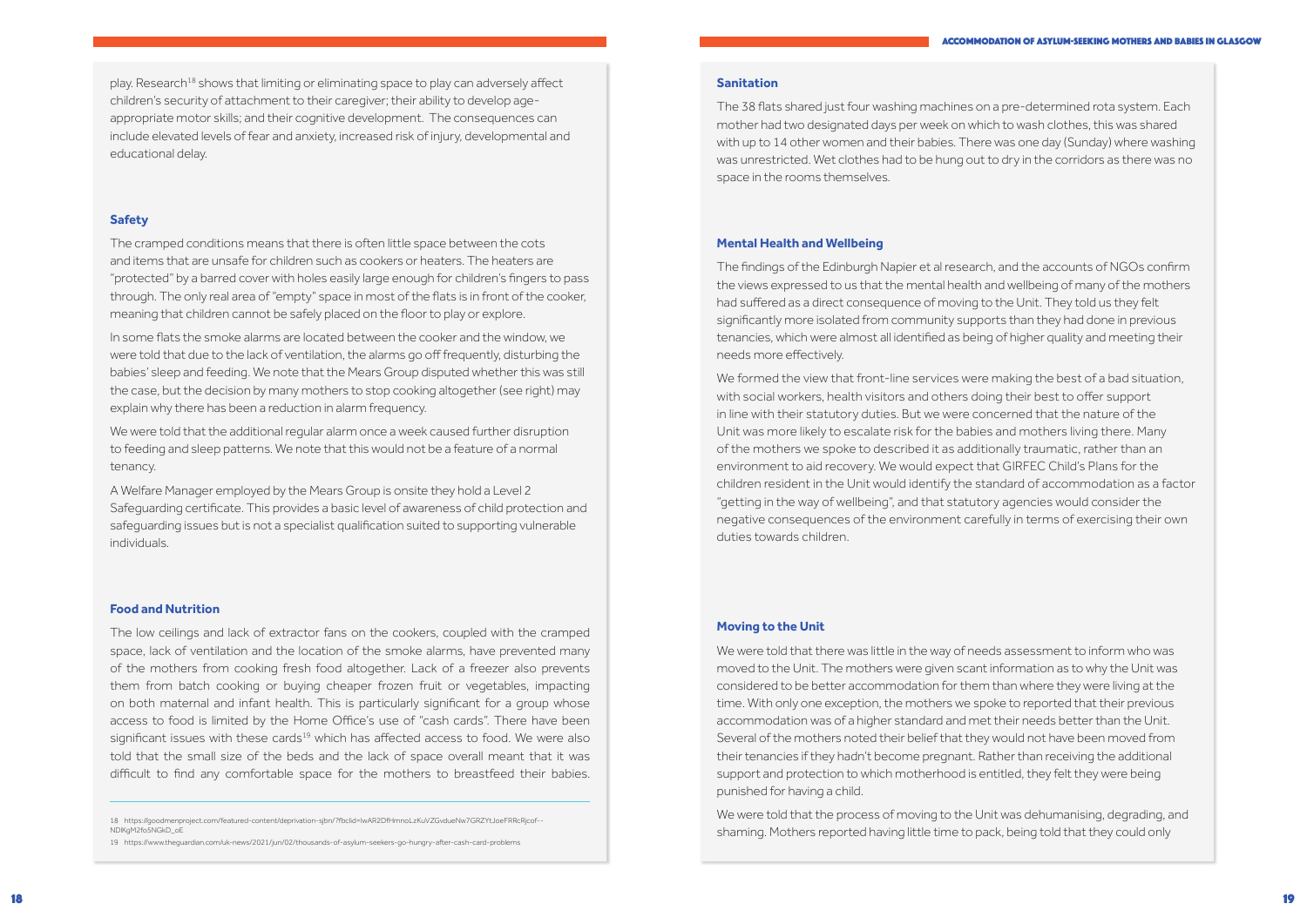play. Research[18] shows that limiting or eliminating space to play can adversely affect children's security of attachment to their caregiver; their ability to develop age-appropriate motor skills; and their cognitive development. The consequences can include elevated levels of fear and anxiety, increased risk of injury, developmental and educational delay.

### Safety

The cramped conditions means that there is often little space between the cots and items that are unsafe for children such as cookers or heaters. The heaters are "protected" by a barred cover with holes easily large enough for children's fingers to pass through. The only real area of "empty" space in most of the flats is in front of the cooker, meaning that children cannot be safely placed on the floor to play or explore.

In some flats the smoke alarms are located between the cooker and the window, we were told that due to the lack of ventilation, the alarms go off frequently, disturbing the babies' sleep and feeding. We note that the Mears Group disputed whether this was still the case, but the decision by many mothers to stop cooking altogether (see right) may explain why there has been a reduction in alarm frequency.

We were told that the additional regular alarm once a week caused further disruption to feeding and sleep patterns. We note that this would not be a feature of a normal tenancy.

A Welfare Manager employed by the Mears Group is onsite they hold a Level 2 Safeguarding certificate. This provides a basic level of awareness of child protection and safeguarding issues but is not a specialist qualification suited to supporting vulnerable individuals.

### Food and Nutrition

The low ceilings and lack of extractor fans on the cookers, coupled with the cramped space, lack of ventilation and the location of the smoke alarms, have prevented many of the mothers from cooking fresh food altogether. Lack of a freezer also prevents them from batch cooking or buying cheaper frozen fruit or vegetables, impacting on both maternal and infant health. This is particularly significant for a group whose access to food is limited by the Home Office's use of "cash cards". There have been significant issues with these cards[19] which has affected access to food. We were also told that the small size of the beds and the lack of space overall meant that it was difficult to find any comfortable space for the mothers to breastfeed their babies.

18 https://goodmenproject.com/featured-content/deprivation-sjbn/?fbclid=IwAR2DfHmnoLzKuVZGvdueNw7GRZYtJoeFRRcRjcof--NDlKgM2fo5NGkD_oE

19 https://www.theguardian.com/uk-news/2021/jun/02/thousands-of-asylum-seekers-go-hungry-after-cash-card-problems

### Sanitation

The 38 flats shared just four washing machines on a pre-determined rota system. Each mother had two designated days per week on which to wash clothes, this was shared with up to 14 other women and their babies. There was one day (Sunday) where washing was unrestricted. Wet clothes had to be hung out to dry in the corridors as there was no space in the rooms themselves.

### Mental Health and Wellbeing

The findings of the Edinburgh Napier et al research, and the accounts of NGOs confirm the views expressed to us that the mental health and wellbeing of many of the mothers had suffered as a direct consequence of moving to the Unit. They told us they felt significantly more isolated from community supports than they had done in previous tenancies, which were almost all identified as being of higher quality and meeting their needs more effectively.

We formed the view that front-line services were making the best of a bad situation, with social workers, health visitors and others doing their best to offer support in line with their statutory duties. But we were concerned that the nature of the Unit was more likely to escalate risk for the babies and mothers living there. Many of the mothers we spoke to described it as additionally traumatic, rather than an environment to aid recovery. We would expect that GIRFEC Child's Plans for the children resident in the Unit would identify the standard of accommodation as a factor "getting in the way of wellbeing", and that statutory agencies would consider the negative consequences of the environment carefully in terms of exercising their own duties towards children.

### Moving to the Unit

We were told that there was little in the way of needs assessment to inform who was moved to the Unit. The mothers were given scant information as to why the Unit was considered to be better accommodation for them than where they were living at the time. With only one exception, the mothers we spoke to reported that their previous accommodation was of a higher standard and met their needs better than the Unit. Several of the mothers noted their belief that they would not have been moved from their tenancies if they hadn't become pregnant. Rather than receiving the additional support and protection to which motherhood is entitled, they felt they were being punished for having a child.

We were told that the process of moving to the Unit was dehumanising, degrading, and shaming. Mothers reported having little time to pack, being told that they could only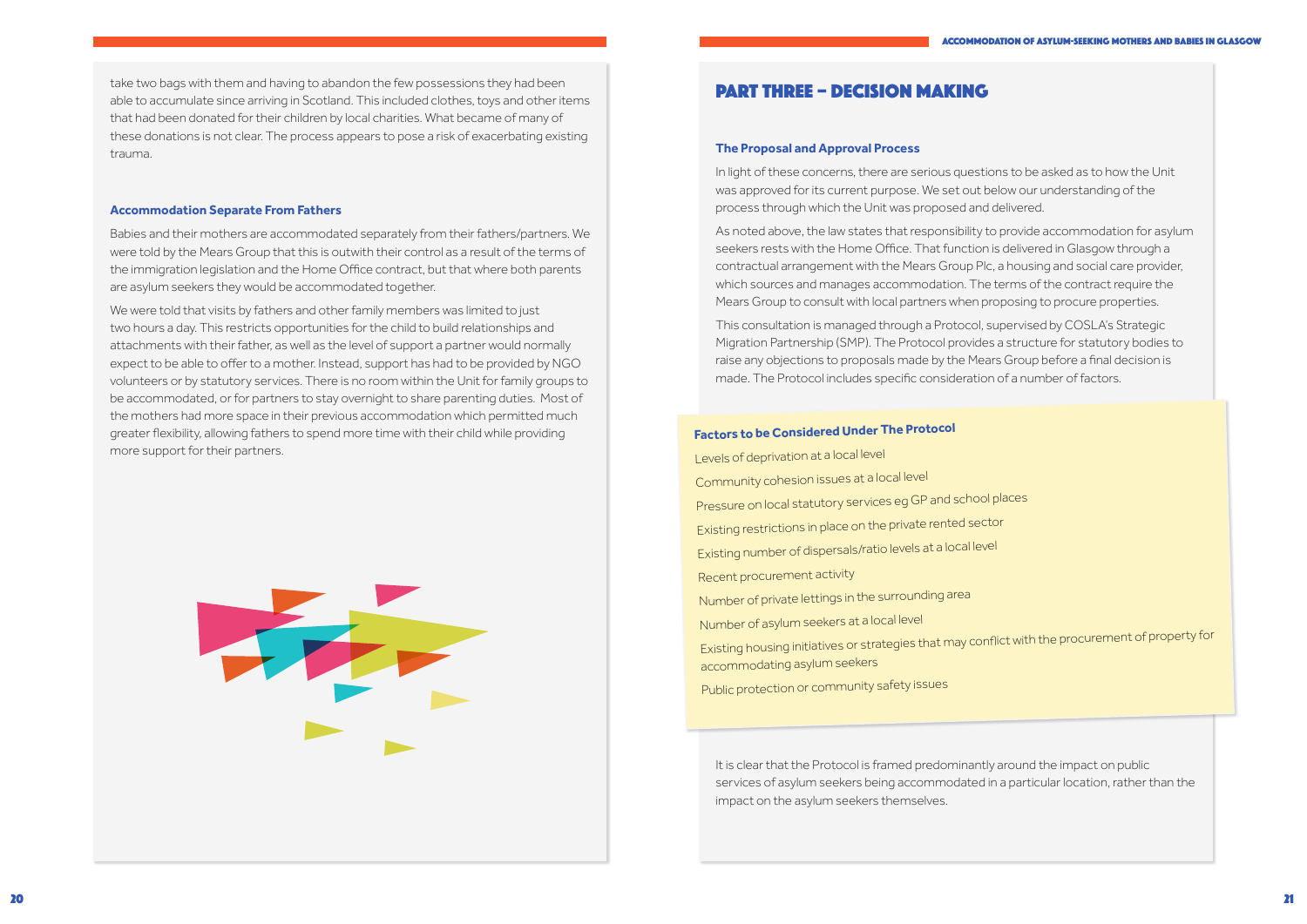take two bags with them and having to abandon the few possessions they had been able to accumulate since arriving in Scotland. This included clothes, toys and other items that had been donated for their children by local charities. What became of many of these donations is not clear. The process appears to pose a risk of exacerbating existing trauma.

### Accommodation Separate From Fathers

Babies and their mothers are accommodated separately from their fathers/partners. We were told by the Mears Group that this is outwith their control as a result of the terms of the immigration legislation and the Home Office contract, but that where both parents are asylum seekers they would be accommodated together.

We were told that visits by fathers and other family members was limited to just two hours a day. This restricts opportunities for the child to build relationships and attachments with their father, as well as the level of support a partner would normally expect to be able to offer to a mother. Instead, support has had to be provided by NGO volunteers or by statutory services. There is no room within the Unit for family groups to be accommodated, or for partners to stay overnight to share parenting duties. Most of the mothers had more space in their previous accommodation which permitted much greater flexibility, allowing fathers to spend more time with their child while providing more support for their partners.

## PART THREE – DECISION MAKING

### The Proposal and Approval Process

In light of these concerns, there are serious questions to be asked as to how the Unit was approved for its current purpose. We set out below our understanding of the process through which the Unit was proposed and delivered.

As noted above, the law states that responsibility to provide accommodation for asylum seekers rests with the Home Office. That function is delivered in Glasgow through a contractual arrangement with the Mears Group Plc, a housing and social care provider, which sources and manages accommodation. The terms of the contract require the Mears Group to consult with local partners when proposing to procure properties.

This consultation is managed through a Protocol, supervised by COSLA's Strategic Migration Partnership (SMP). The Protocol provides a structure for statutory bodies to raise any objections to proposals made by the Mears Group before a final decision is made. The Protocol includes specific consideration of a number of factors.

**Factors to be Considered Under The Protocol**

- Levels of deprivation at a local level
- Community cohesion issues at a local level
- Pressure on local statutory services eg GP and school places
- Existing restrictions in place on the private rented sector
- Existing number of dispersals/ratio levels at a local level
- Recent procurement activity
- Number of private lettings in the surrounding area
- Number of asylum seekers at a local level
- Existing housing initiatives or strategies that may conflict with the procurement of property for accommodating asylum seekers
- Public protection or community safety issues

It is clear that the Protocol is framed predominantly around the impact on public services of asylum seekers being accommodated in a particular location, rather than the impact on the asylum seekers themselves.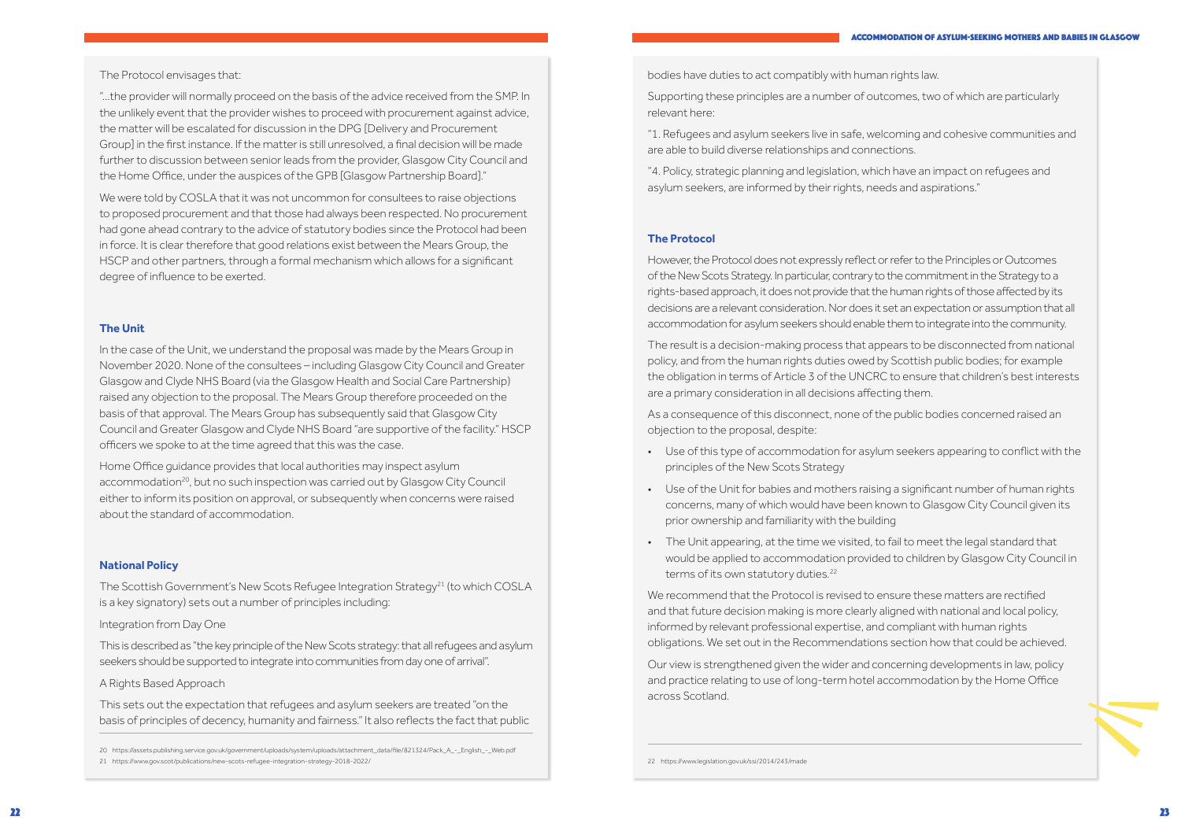The Protocol envisages that:

"...the provider will normally proceed on the basis of the advice received from the SMP. In the unlikely event that the provider wishes to proceed with procurement against advice, the matter will be escalated for discussion in the DPG [Delivery and Procurement Group] in the first instance. If the matter is still unresolved, a final decision will be made further to discussion between senior leads from the provider, Glasgow City Council and the Home Office, under the auspices of the GPB [Glasgow Partnership Board]."

We were told by COSLA that it was not uncommon for consultees to raise objections to proposed procurement and that those had always been respected. No procurement had gone ahead contrary to the advice of statutory bodies since the Protocol had been in force. It is clear therefore that good relations exist between the Mears Group, the HSCP and other partners, through a formal mechanism which allows for a significant degree of influence to be exerted.

### The Unit

In the case of the Unit, we understand the proposal was made by the Mears Group in November 2020. None of the consultees – including Glasgow City Council and Greater Glasgow and Clyde NHS Board (via the Glasgow Health and Social Care Partnership) raised any objection to the proposal. The Mears Group therefore proceeded on the basis of that approval. The Mears Group has subsequently said that Glasgow City Council and Greater Glasgow and Clyde NHS Board "are supportive of the facility." HSCP officers we spoke to at the time agreed that this was the case.

Home Office guidance provides that local authorities may inspect asylum accommodation[20], but no such inspection was carried out by Glasgow City Council either to inform its position on approval, or subsequently when concerns were raised about the standard of accommodation.

### National Policy

The Scottish Government's New Scots Refugee Integration Strategy[21] (to which COSLA is a key signatory) sets out a number of principles including:

Integration from Day One

This is described as "the key principle of the New Scots strategy: that all refugees and asylum seekers should be supported to integrate into communities from day one of arrival".

A Rights Based Approach

This sets out the expectation that refugees and asylum seekers are treated "on the basis of principles of decency, humanity and fairness." It also reflects the fact that public bodies have duties to act compatibly with human rights law.

Supporting these principles are a number of outcomes, two of which are particularly relevant here:

"1. Refugees and asylum seekers live in safe, welcoming and cohesive communities and are able to build diverse relationships and connections.

"4. Policy, strategic planning and legislation, which have an impact on refugees and asylum seekers, are informed by their rights, needs and aspirations."

### The Protocol

However, the Protocol does not expressly reflect or refer to the Principles or Outcomes of the New Scots Strategy. In particular, contrary to the commitment in the Strategy to a rights-based approach, it does not provide that the human rights of those affected by its decisions are a relevant consideration. Nor does it set an expectation or assumption that all accommodation for asylum seekers should enable them to integrate into the community.

The result is a decision-making process that appears to be disconnected from national policy, and from the human rights duties owed by Scottish public bodies; for example the obligation in terms of Article 3 of the UNCRC to ensure that children's best interests are a primary consideration in all decisions affecting them.

As a consequence of this disconnect, none of the public bodies concerned raised an objection to the proposal, despite:

- Use of this type of accommodation for asylum seekers appearing to conflict with the principles of the New Scots Strategy
- Use of the Unit for babies and mothers raising a significant number of human rights concerns, many of which would have been known to Glasgow City Council given its prior ownership and familiarity with the building
- The Unit appearing, at the time we visited, to fail to meet the legal standard that would be applied to accommodation provided to children by Glasgow City Council in terms of its own statutory duties.[22]

We recommend that the Protocol is revised to ensure these matters are rectified and that future decision making is more clearly aligned with national and local policy, informed by relevant professional expertise, and compliant with human rights obligations. We set out in the Recommendations section how that could be achieved.

Our view is strengthened given the wider and concerning developments in law, policy and practice relating to use of long-term hotel accommodation by the Home Office across Scotland.

---

20 https://assets.publishing.service.gov.uk/government/uploads/system/uploads/attachment_data/file/821324/Pack_A_-_English_-_Web.pdf

21 https://www.gov.scot/publications/new-scots-refugee-integration-strategy-2018-2022/

22 https://www.legislation.gov.uk/ssi/2014/243/made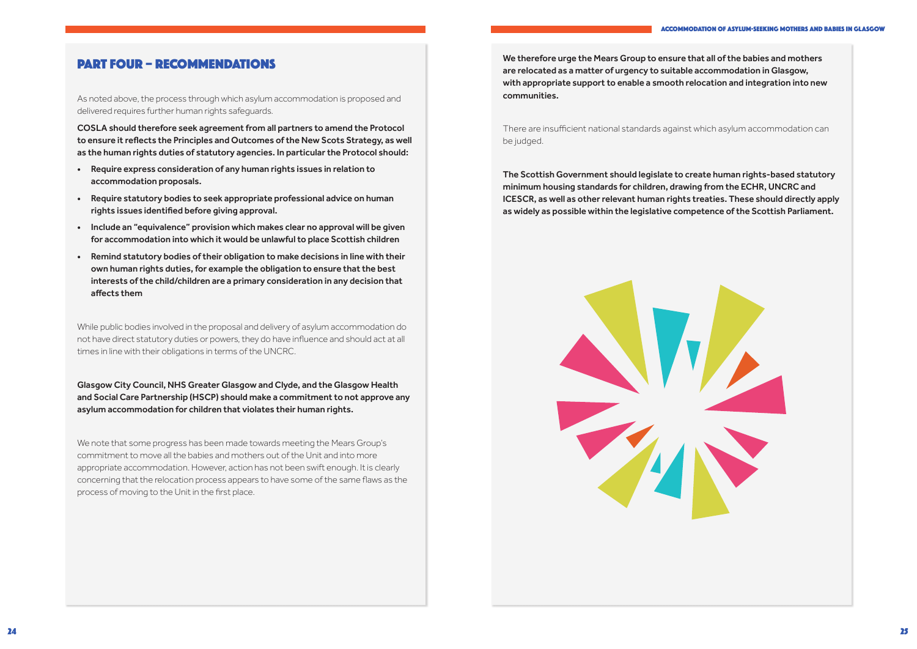# PART FOUR – RECOMMENDATIONS

As noted above, the process through which asylum accommodation is proposed and delivered requires further human rights safeguards.

**COSLA should therefore seek agreement from all partners to amend the Protocol to ensure it reflects the Principles and Outcomes of the New Scots Strategy, as well as the human rights duties of statutory agencies. In particular the Protocol should:**

- **Require express consideration of any human rights issues in relation to accommodation proposals.**
- **Require statutory bodies to seek appropriate professional advice on human rights issues identified before giving approval.**
- **Include an "equivalence" provision which makes clear no approval will be given for accommodation into which it would be unlawful to place Scottish children**
- **Remind statutory bodies of their obligation to make decisions in line with their own human rights duties, for example the obligation to ensure that the best interests of the child/children are a primary consideration in any decision that affects them**

While public bodies involved in the proposal and delivery of asylum accommodation do not have direct statutory duties or powers, they do have influence and should act at all times in line with their obligations in terms of the UNCRC.

**Glasgow City Council, NHS Greater Glasgow and Clyde, and the Glasgow Health and Social Care Partnership (HSCP) should make a commitment to not approve any asylum accommodation for children that violates their human rights.**

We note that some progress has been made towards meeting the Mears Group's commitment to move all the babies and mothers out of the Unit and into more appropriate accommodation. However, action has not been swift enough. It is clearly concerning that the relocation process appears to have some of the same flaws as the process of moving to the Unit in the first place.

**We therefore urge the Mears Group to ensure that all of the babies and mothers are relocated as a matter of urgency to suitable accommodation in Glasgow, with appropriate support to enable a smooth relocation and integration into new communities.**

There are insufficient national standards against which asylum accommodation can be judged.

**The Scottish Government should legislate to create human rights-based statutory minimum housing standards for children, drawing from the ECHR, UNCRC and ICESCR, as well as other relevant human rights treaties. These should directly apply as widely as possible within the legislative competence of the Scottish Parliament.**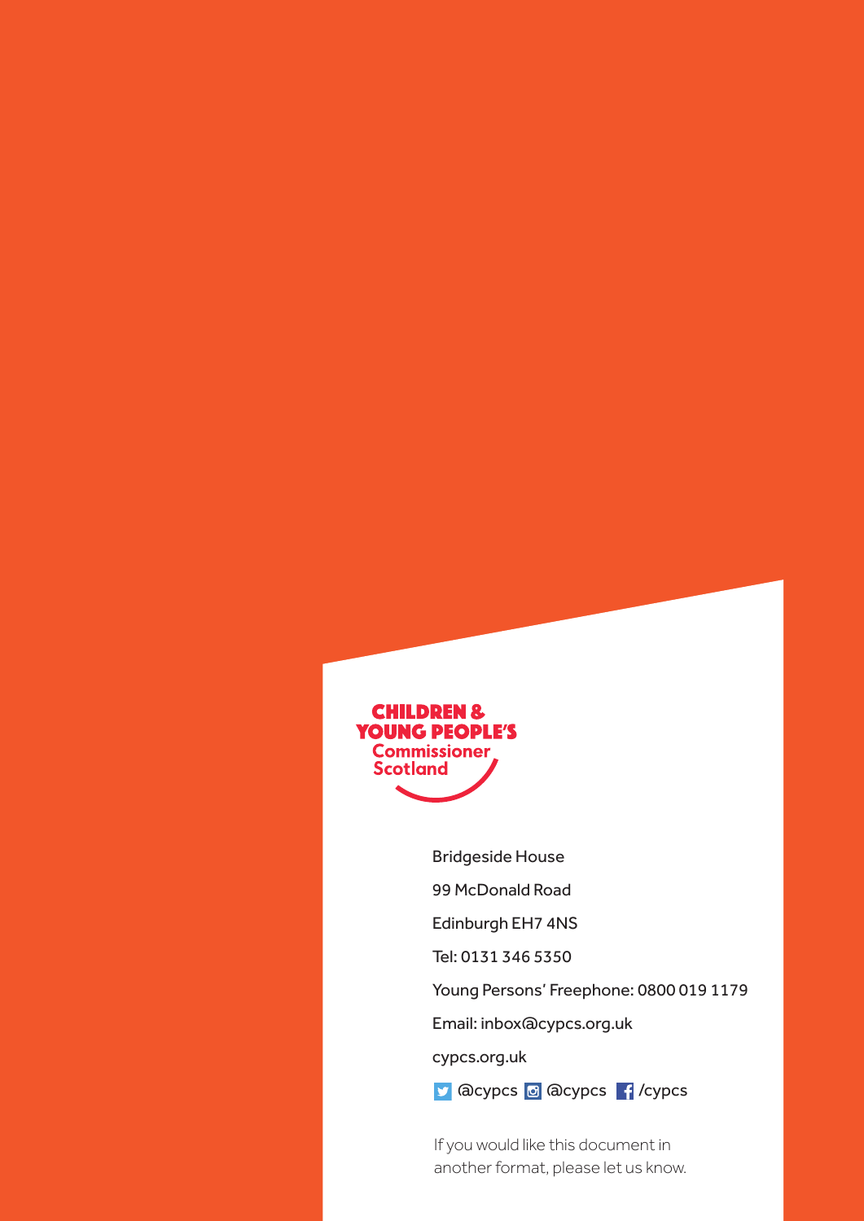CHILDREN & YOUNG PEOPLE'S Commissioner Scotland

Bridgeside House

99 McDonald Road

Edinburgh EH7 4NS

Tel: 0131 346 5350

Young Persons' Freephone: 0800 019 1179

Email: inbox@cypcs.org.uk

cypcs.org.uk

@cypcs @cypcs /cypcs

If you would like this document in another format, please let us know.